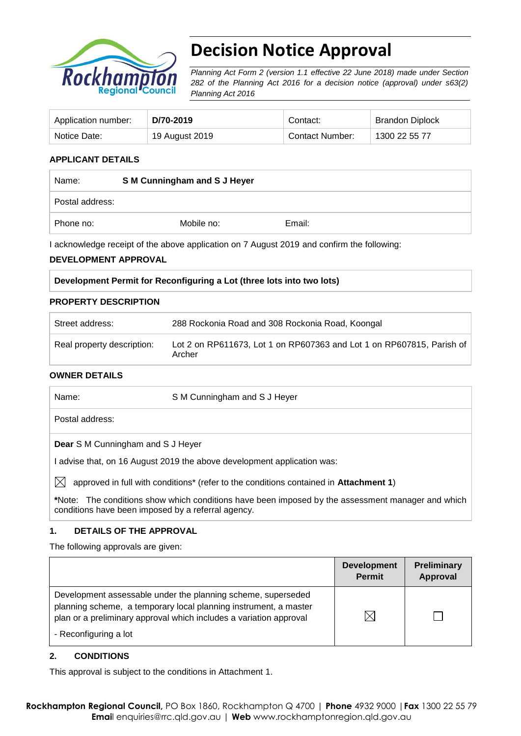# Decision Notice Approval

*Planning Act Form 2 (version 1.1 effective 22 June 2018) made under Section 282 of the Planning Act 2016 for a decision notice (approval) under s63(2) Planning Act 2016*

| Application number: | **D/70-2019** | Contact: | Brandon Diplock |
|---|---|---|---|
| Notice Date: | 19 August 2019 | Contact Number: | 1300 22 55 77 |

### APPLICANT DETAILS

| Name: | **S M Cunningham and S J Heyer** | |
|---|---|---|
| Postal address: | | |
| Phone no: | Mobile no: | Email: |

I acknowledge receipt of the above application on 7 August 2019 and confirm the following:

### DEVELOPMENT APPROVAL

| **Development Permit for Reconfiguring a Lot (three lots into two lots)** |
|---|

### PROPERTY DESCRIPTION

| Street address: | 288 Rockonia Road and 308 Rockonia Road, Koongal |
|---|---|
| Real property description: | Lot 2 on RP611673, Lot 1 on RP607363 and Lot 1 on RP607815, Parish of Archer |

### OWNER DETAILS

| Name: | S M Cunningham and S J Heyer |
|---|---|
| Postal address: | |

**Dear** S M Cunningham and S J Heyer

I advise that, on 16 August 2019 the above development application was:

☒ approved in full with conditions* (refer to the conditions contained in **Attachment 1**)

***Note:** The conditions show which conditions have been imposed by the assessment manager and which conditions have been imposed by a referral agency.

### 1. DETAILS OF THE APPROVAL

The following approvals are given:

| | **Development Permit** | **Preliminary Approval** |
|---|---|---|
| Development assessable under the planning scheme, superseded planning scheme, a temporary local planning instrument, a master plan or a preliminary approval which includes a variation approval<br>- Reconfiguring a lot | ☒ | ☐ |

### 2. CONDITIONS

This approval is subject to the conditions in Attachment 1.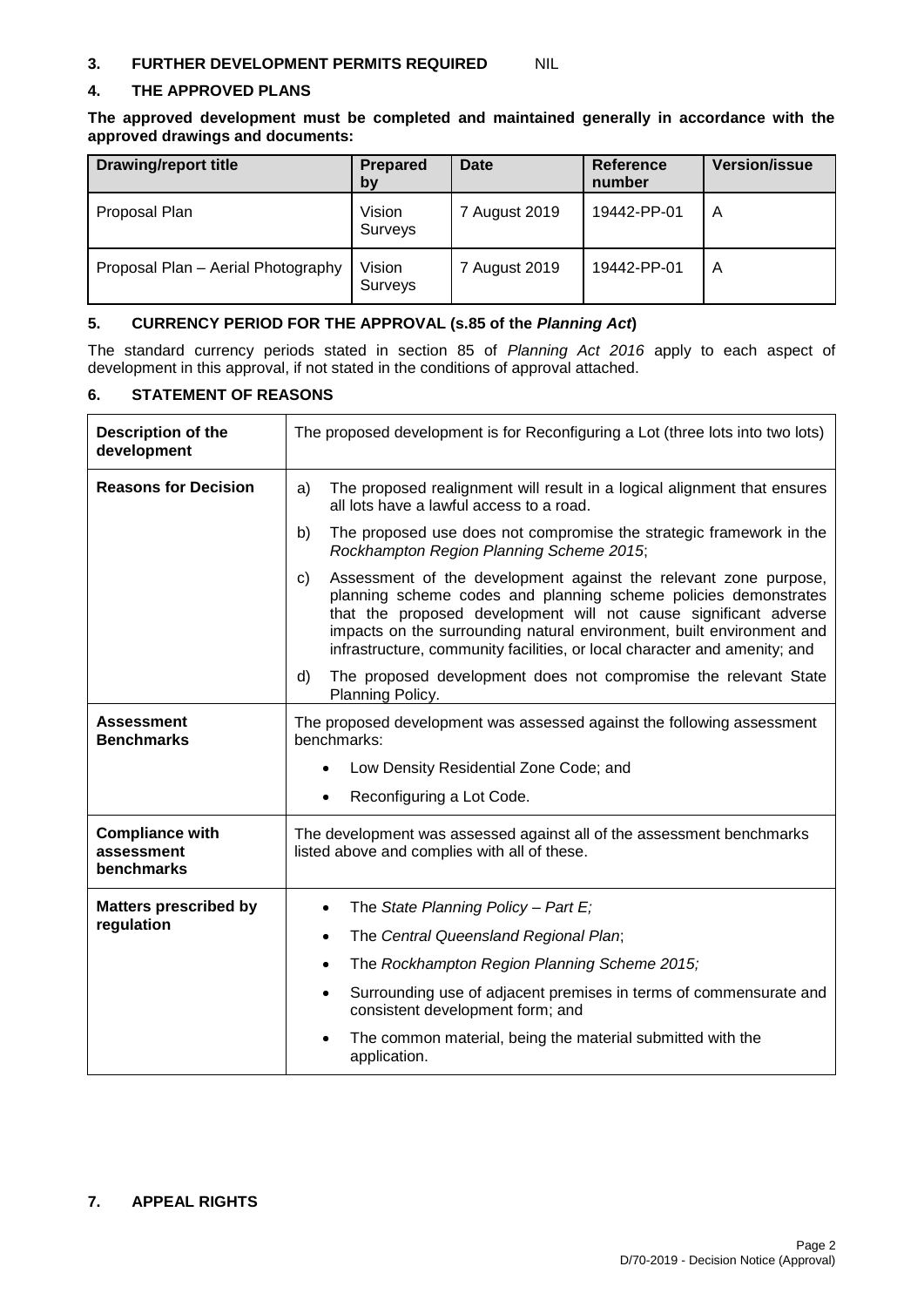## 3. FURTHER DEVELOPMENT PERMITS REQUIRED NIL

## 4. THE APPROVED PLANS

**The approved development must be completed and maintained generally in accordance with the approved drawings and documents:**

| Drawing/report title | Prepared by | Date | Reference number | Version/issue |
|---|---|---|---|---|
| Proposal Plan | Vision Surveys | 7 August 2019 | 19442-PP-01 | A |
| Proposal Plan – Aerial Photography | Vision Surveys | 7 August 2019 | 19442-PP-01 | A |

## 5. CURRENCY PERIOD FOR THE APPROVAL (s.85 of the *Planning Act*)

The standard currency periods stated in section 85 of *Planning Act 2016* apply to each aspect of development in this approval, if not stated in the conditions of approval attached.

## 6. STATEMENT OF REASONS

| | |
|---|---|
| **Description of the development** | The proposed development is for Reconfiguring a Lot (three lots into two lots) |
| **Reasons for Decision** | a) The proposed realignment will result in a logical alignment that ensures all lots have a lawful access to a road.<br>b) The proposed use does not compromise the strategic framework in the *Rockhampton Region Planning Scheme 2015*;<br>c) Assessment of the development against the relevant zone purpose, planning scheme codes and planning scheme policies demonstrates that the proposed development will not cause significant adverse impacts on the surrounding natural environment, built environment and infrastructure, community facilities, or local character and amenity; and<br>d) The proposed development does not compromise the relevant State Planning Policy. |
| **Assessment Benchmarks** | The proposed development was assessed against the following assessment benchmarks:<br>• Low Density Residential Zone Code; and<br>• Reconfiguring a Lot Code. |
| **Compliance with assessment benchmarks** | The development was assessed against all of the assessment benchmarks listed above and complies with all of these. |
| **Matters prescribed by regulation** | • The *State Planning Policy – Part E;*<br>• The *Central Queensland Regional Plan*;<br>• The *Rockhampton Region Planning Scheme 2015;*<br>• Surrounding use of adjacent premises in terms of commensurate and consistent development form; and<br>• The common material, being the material submitted with the application. |

## 7. APPEAL RIGHTS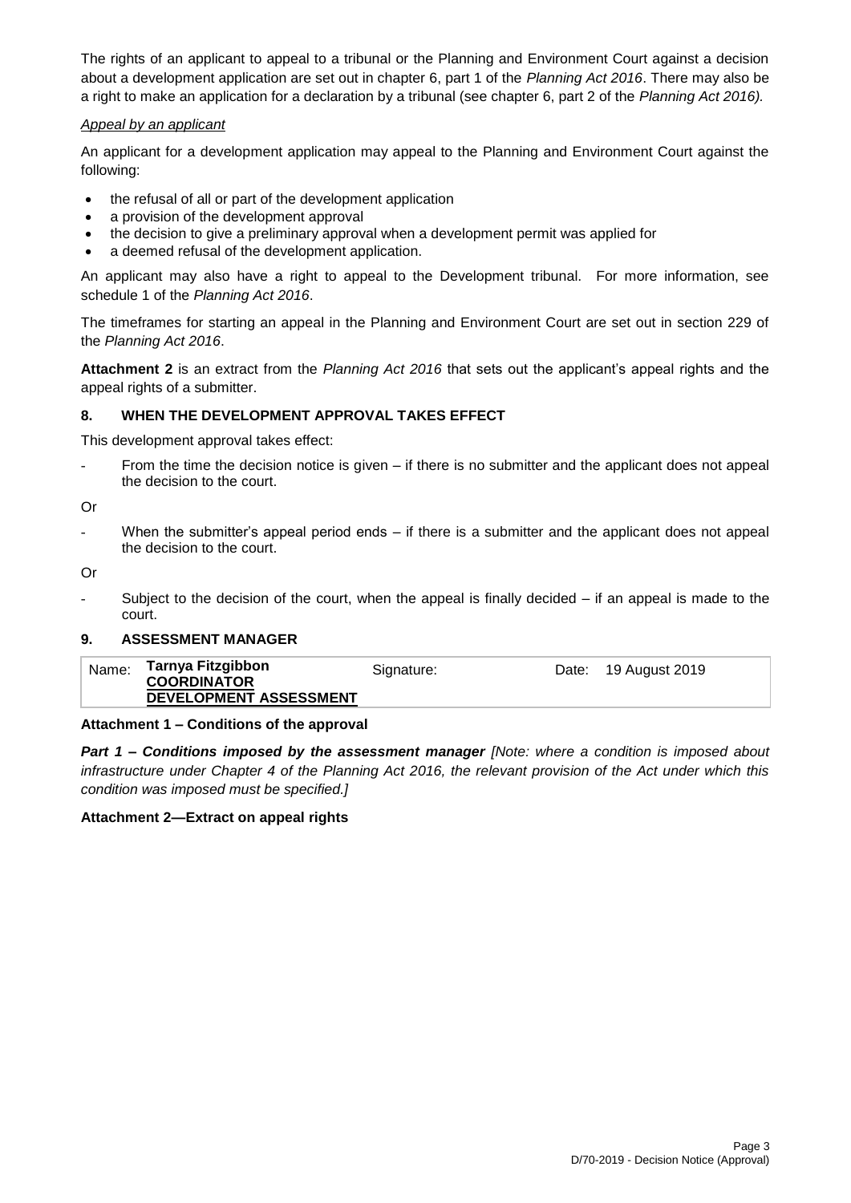The rights of an applicant to appeal to a tribunal or the Planning and Environment Court against a decision about a development application are set out in chapter 6, part 1 of the *Planning Act 2016*. There may also be a right to make an application for a declaration by a tribunal (see chapter 6, part 2 of the *Planning Act 2016).*

*Appeal by an applicant*

An applicant for a development application may appeal to the Planning and Environment Court against the following:

- the refusal of all or part of the development application
- a provision of the development approval
- the decision to give a preliminary approval when a development permit was applied for
- a deemed refusal of the development application.

An applicant may also have a right to appeal to the Development tribunal. For more information, see schedule 1 of the *Planning Act 2016*.

The timeframes for starting an appeal in the Planning and Environment Court are set out in section 229 of the *Planning Act 2016*.

**Attachment 2** is an extract from the *Planning Act 2016* that sets out the applicant's appeal rights and the appeal rights of a submitter.

## 8. WHEN THE DEVELOPMENT APPROVAL TAKES EFFECT

This development approval takes effect:

- From the time the decision notice is given – if there is no submitter and the applicant does not appeal the decision to the court.

Or

- When the submitter's appeal period ends – if there is a submitter and the applicant does not appeal the decision to the court.

Or

- Subject to the decision of the court, when the appeal is finally decided – if an appeal is made to the court.

## 9. ASSESSMENT MANAGER

| Name: | **Tarnya Fitzgibbon** **COORDINATOR DEVELOPMENT ASSESSMENT** | Signature: | | Date: | 19 August 2019 |
|---|---|---|---|---|---|

**Attachment 1 – Conditions of the approval**

***Part 1 – Conditions imposed by the assessment manager*** *[Note: where a condition is imposed about infrastructure under Chapter 4 of the Planning Act 2016, the relevant provision of the Act under which this condition was imposed must be specified.]*

**Attachment 2—Extract on appeal rights**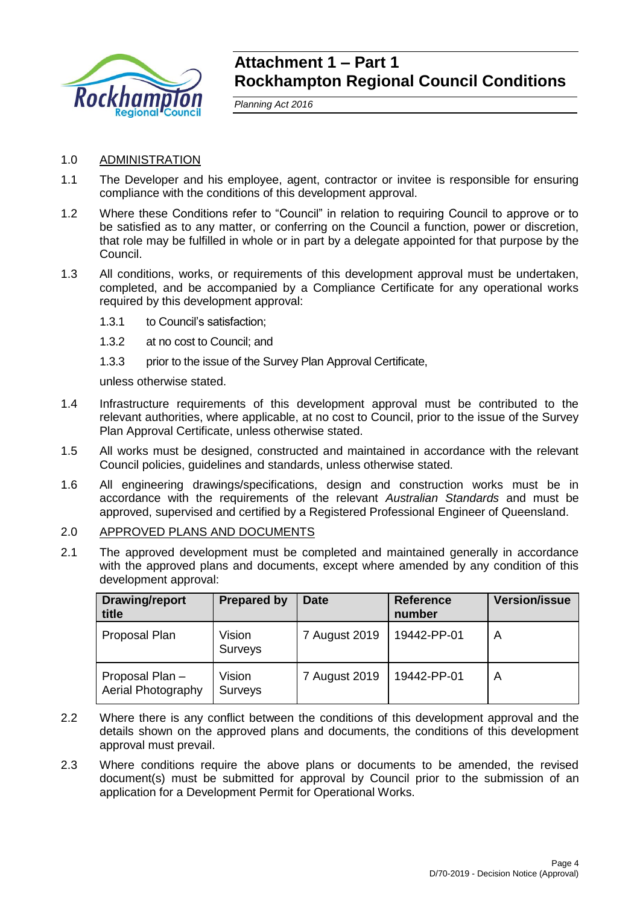# Attachment 1 – Part 1
# Rockhampton Regional Council Conditions

*Planning Act 2016*

1.0 ADMINISTRATION

1.1 The Developer and his employee, agent, contractor or invitee is responsible for ensuring compliance with the conditions of this development approval.

1.2 Where these Conditions refer to "Council" in relation to requiring Council to approve or to be satisfied as to any matter, or conferring on the Council a function, power or discretion, that role may be fulfilled in whole or in part by a delegate appointed for that purpose by the Council.

1.3 All conditions, works, or requirements of this development approval must be undertaken, completed, and be accompanied by a Compliance Certificate for any operational works required by this development approval:

1.3.1 to Council's satisfaction;

1.3.2 at no cost to Council; and

1.3.3 prior to the issue of the Survey Plan Approval Certificate,

unless otherwise stated.

1.4 Infrastructure requirements of this development approval must be contributed to the relevant authorities, where applicable, at no cost to Council, prior to the issue of the Survey Plan Approval Certificate, unless otherwise stated.

1.5 All works must be designed, constructed and maintained in accordance with the relevant Council policies, guidelines and standards, unless otherwise stated.

1.6 All engineering drawings/specifications, design and construction works must be in accordance with the requirements of the relevant *Australian Standards* and must be approved, supervised and certified by a Registered Professional Engineer of Queensland.

2.0 APPROVED PLANS AND DOCUMENTS

2.1 The approved development must be completed and maintained generally in accordance with the approved plans and documents, except where amended by any condition of this development approval:

| Drawing/report title | Prepared by | Date | Reference number | Version/issue |
|---|---|---|---|---|
| Proposal Plan | Vision Surveys | 7 August 2019 | 19442-PP-01 | A |
| Proposal Plan – Aerial Photography | Vision Surveys | 7 August 2019 | 19442-PP-01 | A |

2.2 Where there is any conflict between the conditions of this development approval and the details shown on the approved plans and documents, the conditions of this development approval must prevail.

2.3 Where conditions require the above plans or documents to be amended, the revised document(s) must be submitted for approval by Council prior to the submission of an application for a Development Permit for Operational Works.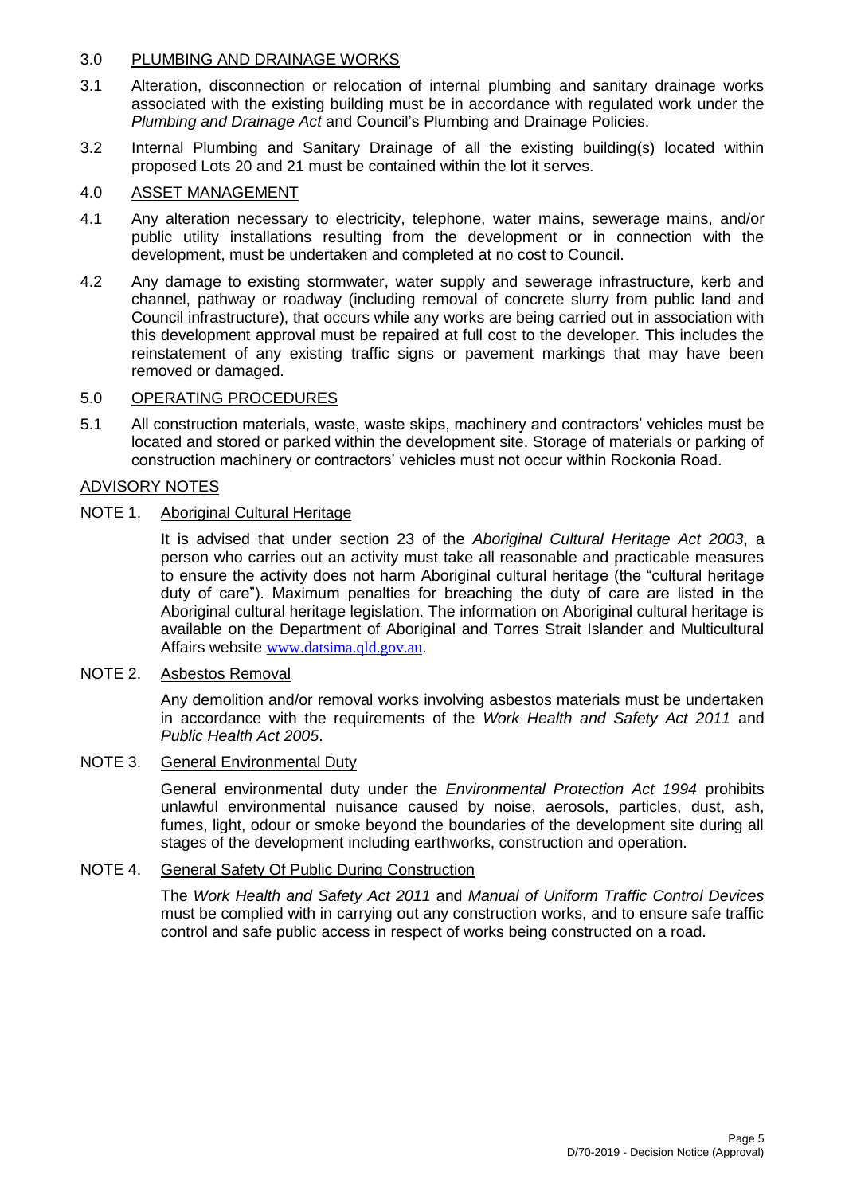## 3.0 PLUMBING AND DRAINAGE WORKS

3.1 Alteration, disconnection or relocation of internal plumbing and sanitary drainage works associated with the existing building must be in accordance with regulated work under the *Plumbing and Drainage Act* and Council's Plumbing and Drainage Policies.

3.2 Internal Plumbing and Sanitary Drainage of all the existing building(s) located within proposed Lots 20 and 21 must be contained within the lot it serves.

## 4.0 ASSET MANAGEMENT

4.1 Any alteration necessary to electricity, telephone, water mains, sewerage mains, and/or public utility installations resulting from the development or in connection with the development, must be undertaken and completed at no cost to Council.

4.2 Any damage to existing stormwater, water supply and sewerage infrastructure, kerb and channel, pathway or roadway (including removal of concrete slurry from public land and Council infrastructure), that occurs while any works are being carried out in association with this development approval must be repaired at full cost to the developer. This includes the reinstatement of any existing traffic signs or pavement markings that may have been removed or damaged.

## 5.0 OPERATING PROCEDURES

5.1 All construction materials, waste, waste skips, machinery and contractors' vehicles must be located and stored or parked within the development site. Storage of materials or parking of construction machinery or contractors' vehicles must not occur within Rockonia Road.

## ADVISORY NOTES

### NOTE 1. Aboriginal Cultural Heritage

It is advised that under section 23 of the *Aboriginal Cultural Heritage Act 2003*, a person who carries out an activity must take all reasonable and practicable measures to ensure the activity does not harm Aboriginal cultural heritage (the "cultural heritage duty of care"). Maximum penalties for breaching the duty of care are listed in the Aboriginal cultural heritage legislation. The information on Aboriginal cultural heritage is available on the Department of Aboriginal and Torres Strait Islander and Multicultural Affairs website www.datsima.qld.gov.au.

### NOTE 2. Asbestos Removal

Any demolition and/or removal works involving asbestos materials must be undertaken in accordance with the requirements of the *Work Health and Safety Act 2011* and *Public Health Act 2005*.

### NOTE 3. General Environmental Duty

General environmental duty under the *Environmental Protection Act 1994* prohibits unlawful environmental nuisance caused by noise, aerosols, particles, dust, ash, fumes, light, odour or smoke beyond the boundaries of the development site during all stages of the development including earthworks, construction and operation.

### NOTE 4. General Safety Of Public During Construction

The *Work Health and Safety Act 2011* and *Manual of Uniform Traffic Control Devices* must be complied with in carrying out any construction works, and to ensure safe traffic control and safe public access in respect of works being constructed on a road.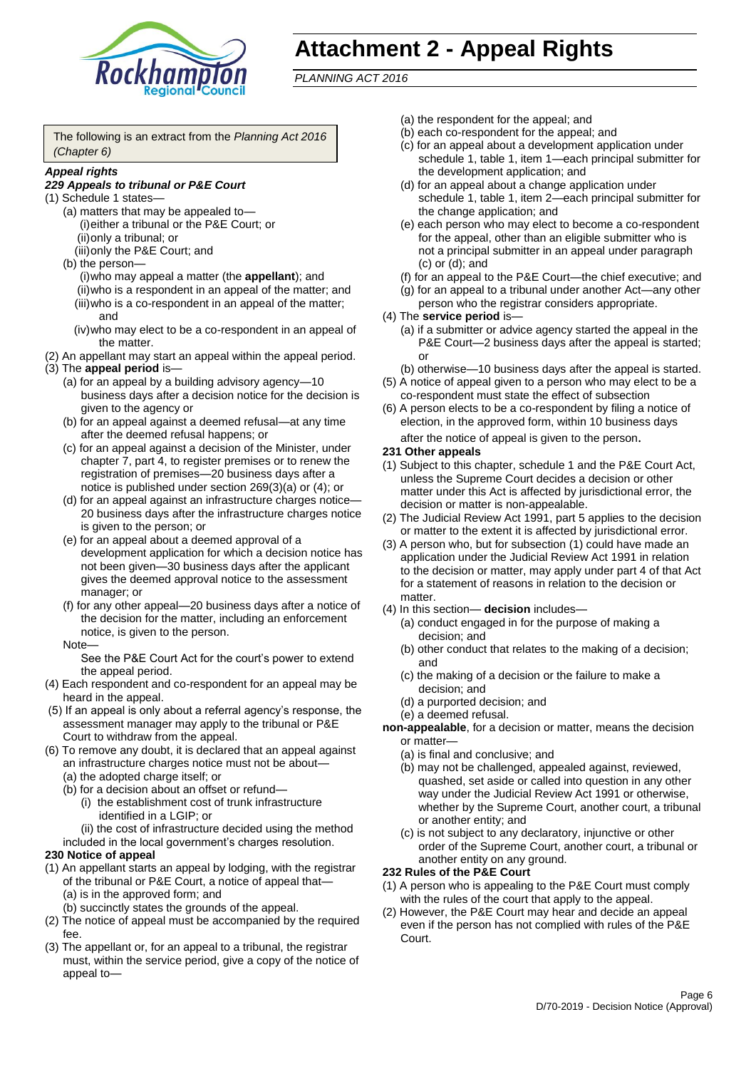# Attachment 2 - Appeal Rights

*PLANNING ACT 2016*

The following is an extract from the *Planning Act 2016 (Chapter 6)*

***Appeal rights***

***229 Appeals to tribunal or P&E Court***

(1) Schedule 1 states—

- (a) matters that may be appealed to—
  - (i) either a tribunal or the P&E Court; or
  - (ii) only a tribunal; or
  - (iii) only the P&E Court; and
- (b) the person—
  - (i) who may appeal a matter (the **appellant**); and
  - (ii) who is a respondent in an appeal of the matter; and
  - (iii) who is a co-respondent in an appeal of the matter; and
  - (iv) who may elect to be a co-respondent in an appeal of the matter.

(2) An appellant may start an appeal within the appeal period.

(3) The **appeal period** is—

- (a) for an appeal by a building advisory agency—10 business days after a decision notice for the decision is given to the agency or
- (b) for an appeal against a deemed refusal—at any time after the deemed refusal happens; or
- (c) for an appeal against a decision of the Minister, under chapter 7, part 4, to register premises or to renew the registration of premises—20 business days after a notice is published under section 269(3)(a) or (4); or
- (d) for an appeal against an infrastructure charges notice—20 business days after the infrastructure charges notice is given to the person; or
- (e) for an appeal about a deemed approval of a development application for which a decision notice has not been given—30 business days after the applicant gives the deemed approval notice to the assessment manager; or
- (f) for any other appeal—20 business days after a notice of the decision for the matter, including an enforcement notice, is given to the person.

Note—

See the P&E Court Act for the court's power to extend the appeal period.

(4) Each respondent and co-respondent for an appeal may be heard in the appeal.

(5) If an appeal is only about a referral agency's response, the assessment manager may apply to the tribunal or P&E Court to withdraw from the appeal.

(6) To remove any doubt, it is declared that an appeal against an infrastructure charges notice must not be about—

- (a) the adopted charge itself; or
- (b) for a decision about an offset or refund—
  - (i) the establishment cost of trunk infrastructure identified in a LGIP; or
  - (ii) the cost of infrastructure decided using the method included in the local government's charges resolution.

**230 Notice of appeal**

(1) An appellant starts an appeal by lodging, with the registrar of the tribunal or P&E Court, a notice of appeal that—

- (a) is in the approved form; and
- (b) succinctly states the grounds of the appeal.

(2) The notice of appeal must be accompanied by the required fee.

(3) The appellant or, for an appeal to a tribunal, the registrar must, within the service period, give a copy of the notice of appeal to—

- (a) the respondent for the appeal; and
- (b) each co-respondent for the appeal; and
- (c) for an appeal about a development application under schedule 1, table 1, item 1—each principal submitter for the development application; and
- (d) for an appeal about a change application under schedule 1, table 1, item 2—each principal submitter for the change application; and
- (e) each person who may elect to become a co-respondent for the appeal, other than an eligible submitter who is not a principal submitter in an appeal under paragraph (c) or (d); and
- (f) for an appeal to the P&E Court—the chief executive; and
- (g) for an appeal to a tribunal under another Act—any other person who the registrar considers appropriate.

(4) The **service period** is—

- (a) if a submitter or advice agency started the appeal in the P&E Court—2 business days after the appeal is started; or
- (b) otherwise—10 business days after the appeal is started.

(5) A notice of appeal given to a person who may elect to be a co-respondent must state the effect of subsection

(6) A person elects to be a co-respondent by filing a notice of election, in the approved form, within 10 business days after the notice of appeal is given to the person**.**

**231 Other appeals**

(1) Subject to this chapter, schedule 1 and the P&E Court Act, unless the Supreme Court decides a decision or other matter under this Act is affected by jurisdictional error, the decision or matter is non-appealable.

(2) The Judicial Review Act 1991, part 5 applies to the decision or matter to the extent it is affected by jurisdictional error.

(3) A person who, but for subsection (1) could have made an application under the Judicial Review Act 1991 in relation to the decision or matter, may apply under part 4 of that Act for a statement of reasons in relation to the decision or matter.

(4) In this section— **decision** includes—

- (a) conduct engaged in for the purpose of making a decision; and
- (b) other conduct that relates to the making of a decision; and
- (c) the making of a decision or the failure to make a decision; and
- (d) a purported decision; and
- (e) a deemed refusal.

**non-appealable**, for a decision or matter, means the decision or matter—

- (a) is final and conclusive; and
- (b) may not be challenged, appealed against, reviewed, quashed, set aside or called into question in any other way under the Judicial Review Act 1991 or otherwise, whether by the Supreme Court, another court, a tribunal or another entity; and
- (c) is not subject to any declaratory, injunctive or other order of the Supreme Court, another court, a tribunal or another entity on any ground.

**232 Rules of the P&E Court**

(1) A person who is appealing to the P&E Court must comply with the rules of the court that apply to the appeal.

(2) However, the P&E Court may hear and decide an appeal even if the person has not complied with rules of the P&E Court.

D/70-2019 - Decision Notice (Approval)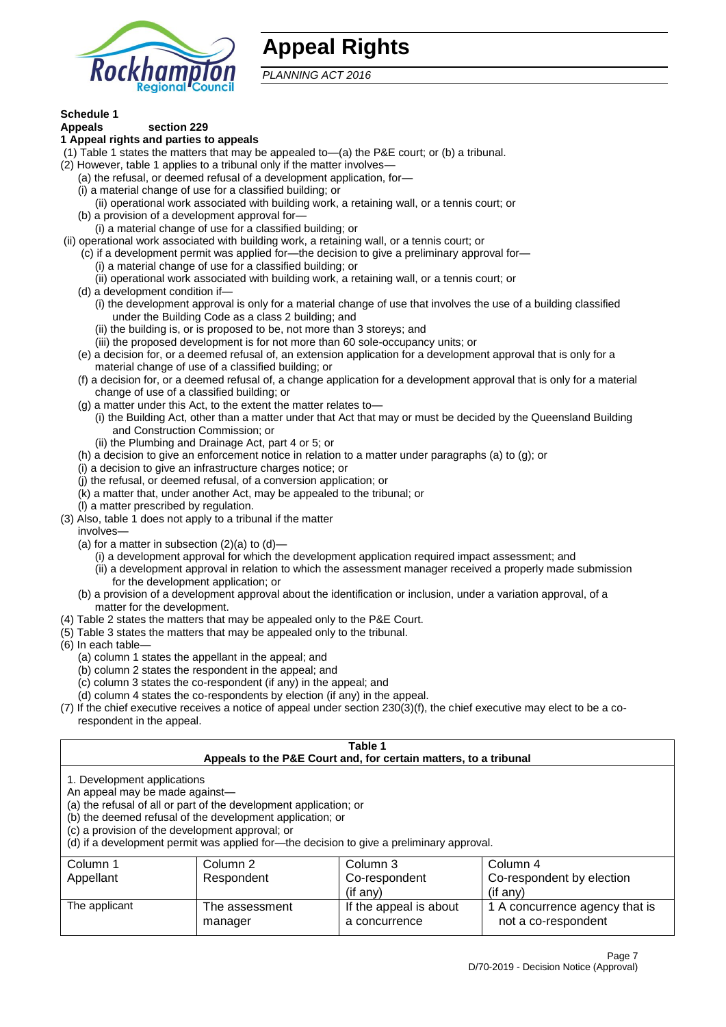# Appeal Rights

*PLANNING ACT 2016*

**Schedule 1**

**Appeals section 229**

**1 Appeal rights and parties to appeals**

(1) Table 1 states the matters that may be appealed to—(a) the P&E court; or (b) a tribunal.

(2) However, table 1 applies to a tribunal only if the matter involves—

(a) the refusal, or deemed refusal of a development application, for—

(i) a material change of use for a classified building; or

(ii) operational work associated with building work, a retaining wall, or a tennis court; or

(b) a provision of a development approval for—

(i) a material change of use for a classified building; or

(ii) operational work associated with building work, a retaining wall, or a tennis court; or

(c) if a development permit was applied for—the decision to give a preliminary approval for—

(i) a material change of use for a classified building; or

(ii) operational work associated with building work, a retaining wall, or a tennis court; or

(d) a development condition if—

(i) the development approval is only for a material change of use that involves the use of a building classified under the Building Code as a class 2 building; and

(ii) the building is, or is proposed to be, not more than 3 storeys; and

(iii) the proposed development is for not more than 60 sole-occupancy units; or

(e) a decision for, or a deemed refusal of, an extension application for a development approval that is only for a material change of use of a classified building; or

(f) a decision for, or a deemed refusal of, a change application for a development approval that is only for a material change of use of a classified building; or

(g) a matter under this Act, to the extent the matter relates to—

(i) the Building Act, other than a matter under that Act that may or must be decided by the Queensland Building and Construction Commission; or

(ii) the Plumbing and Drainage Act, part 4 or 5; or

(h) a decision to give an enforcement notice in relation to a matter under paragraphs (a) to (g); or

(i) a decision to give an infrastructure charges notice; or

(j) the refusal, or deemed refusal, of a conversion application; or

(k) a matter that, under another Act, may be appealed to the tribunal; or

(l) a matter prescribed by regulation.

(3) Also, table 1 does not apply to a tribunal if the matter involves—

(a) for a matter in subsection (2)(a) to (d)—

(i) a development approval for which the development application required impact assessment; and

(ii) a development approval in relation to which the assessment manager received a properly made submission for the development application; or

(b) a provision of a development approval about the identification or inclusion, under a variation approval, of a matter for the development.

(4) Table 2 states the matters that may be appealed only to the P&E Court.

(5) Table 3 states the matters that may be appealed only to the tribunal.

(6) In each table—

(a) column 1 states the appellant in the appeal; and

(b) column 2 states the respondent in the appeal; and

(c) column 3 states the co-respondent (if any) in the appeal; and

(d) column 4 states the co-respondents by election (if any) in the appeal.

(7) If the chief executive receives a notice of appeal under section 230(3)(f), the chief executive may elect to be a co-respondent in the appeal.

**Table 1**
**Appeals to the P&E Court and, for certain matters, to a tribunal**

1. Development applications

An appeal may be made against—

(a) the refusal of all or part of the development application; or

(b) the deemed refusal of the development application; or

(c) a provision of the development approval; or

(d) if a development permit was applied for—the decision to give a preliminary approval.

| Column 1<br>Appellant | Column 2<br>Respondent | Column 3<br>Co-respondent<br>(if any) | Column 4<br>Co-respondent by election<br>(if any) |
|---|---|---|---|
| The applicant | The assessment manager | If the appeal is about a concurrence | 1 A concurrence agency that is not a co-respondent |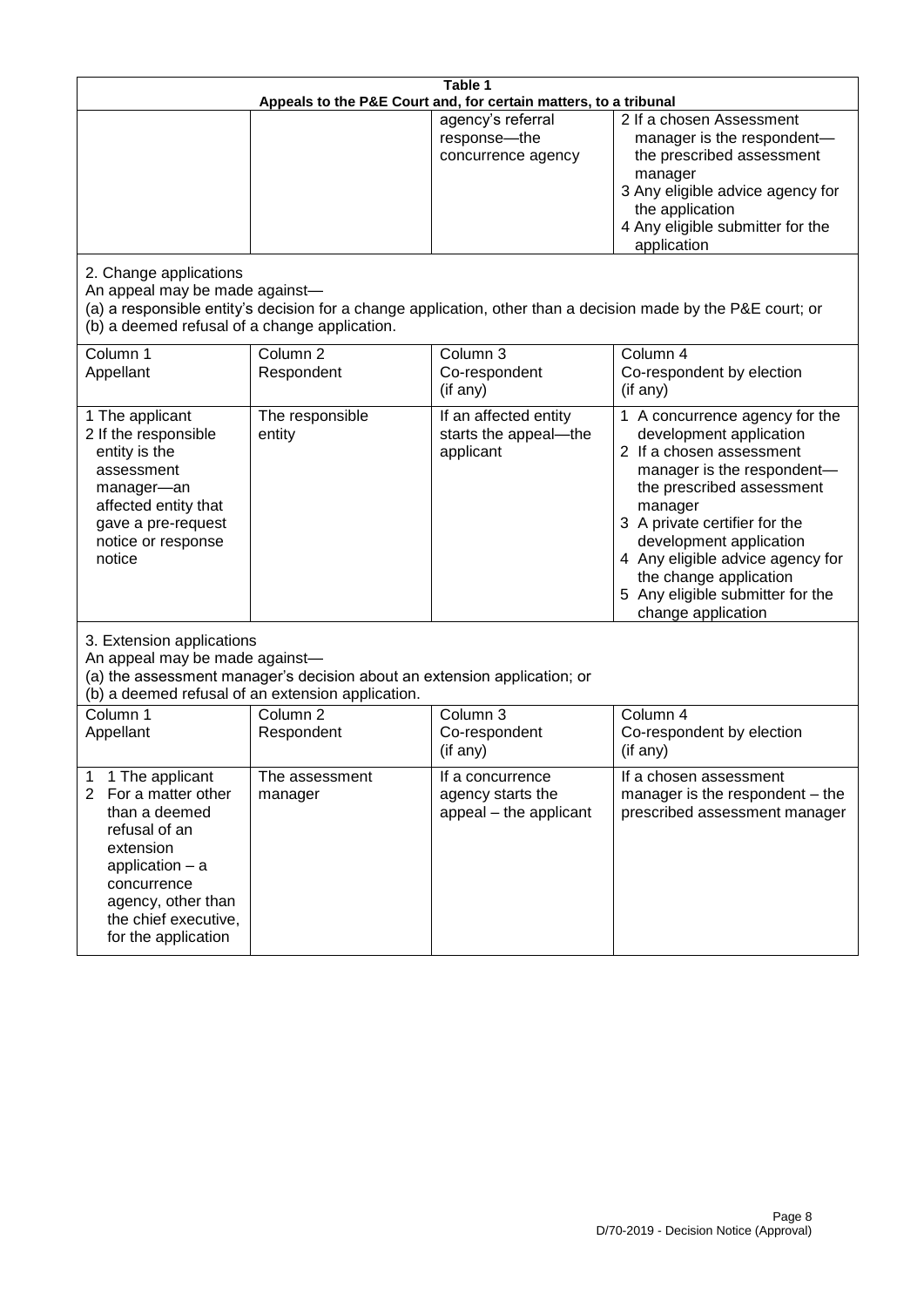**Table 1**
**Appeals to the P&E Court and, for certain matters, to a tribunal**

| | | | |
|---|---|---|---|
| | | agency's referral response—the concurrence agency | 2 If a chosen Assessment manager is the respondent—the prescribed assessment manager<br>3 Any eligible advice agency for the application<br>4 Any eligible submitter for the application |

2. Change applications

An appeal may be made against—

(a) a responsible entity's decision for a change application, other than a decision made by the P&E court; or

(b) a deemed refusal of a change application.

| Column 1<br>Appellant | Column 2<br>Respondent | Column 3<br>Co-respondent<br>(if any) | Column 4<br>Co-respondent by election<br>(if any) |
|---|---|---|---|
| 1 The applicant<br>2 If the responsible entity is the assessment manager—an affected entity that gave a pre-request notice or response notice | The responsible entity | If an affected entity starts the appeal—the applicant | 1 A concurrence agency for the development application<br>2 If a chosen assessment manager is the respondent—the prescribed assessment manager<br>3 A private certifier for the development application<br>4 Any eligible advice agency for the change application<br>5 Any eligible submitter for the change application |

3. Extension applications

An appeal may be made against—

(a) the assessment manager's decision about an extension application; or

(b) a deemed refusal of an extension application.

| Column 1<br>Appellant | Column 2<br>Respondent | Column 3<br>Co-respondent<br>(if any) | Column 4<br>Co-respondent by election<br>(if any) |
|---|---|---|---|
| 1 1 The applicant<br>2 For a matter other than a deemed refusal of an extension application – a concurrence agency, other than the chief executive, for the application | The assessment manager | If a concurrence agency starts the appeal – the applicant | If a chosen assessment manager is the respondent – the prescribed assessment manager |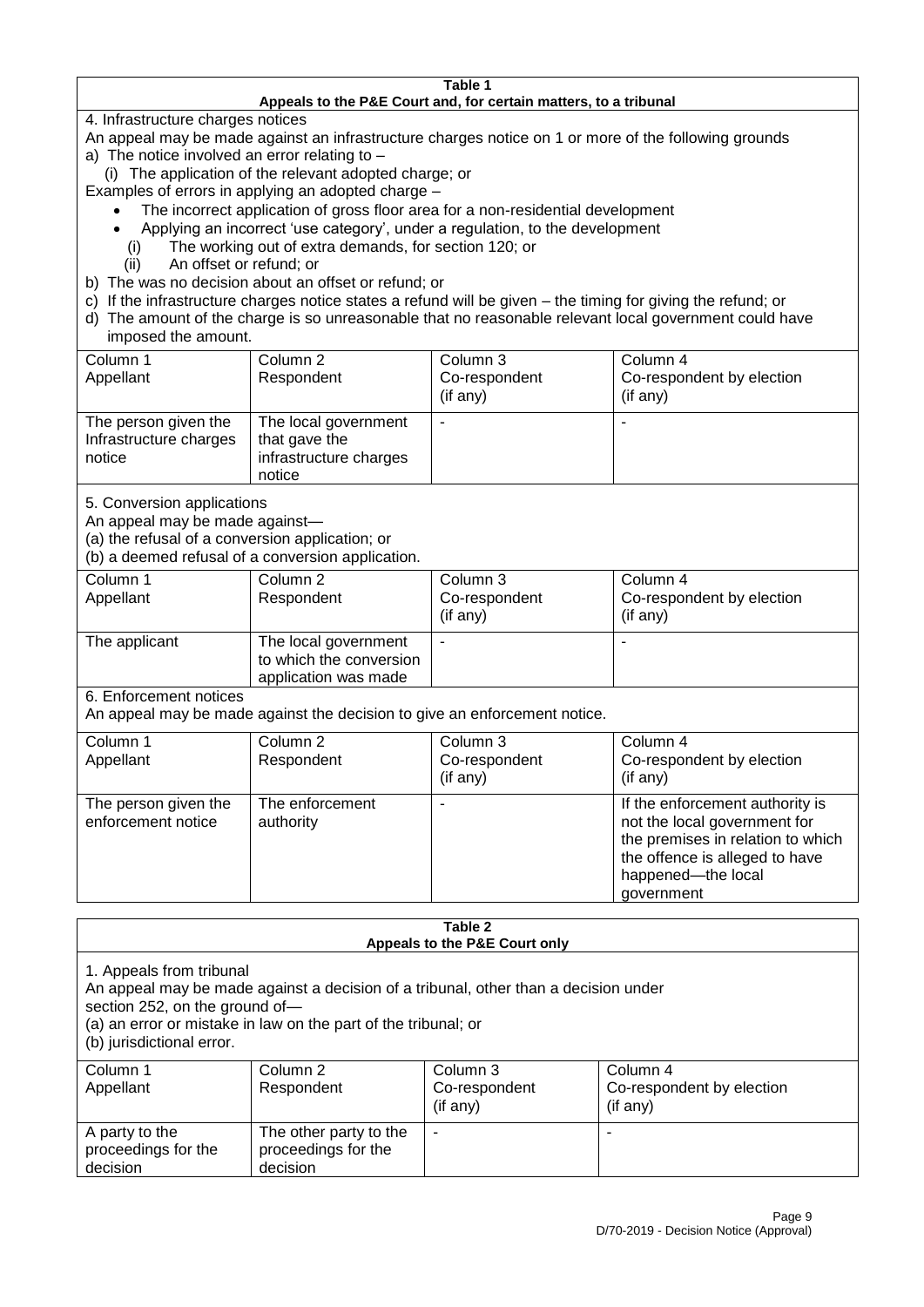**Table 1**
**Appeals to the P&E Court and, for certain matters, to a tribunal**

4. Infrastructure charges notices

An appeal may be made against an infrastructure charges notice on 1 or more of the following grounds

a) The notice involved an error relating to –

(i) The application of the relevant adopted charge; or

Examples of errors in applying an adopted charge –

- The incorrect application of gross floor area for a non-residential development
- Applying an incorrect 'use category', under a regulation, to the development

(i) The working out of extra demands, for section 120; or

(ii) An offset or refund; or

b) The was no decision about an offset or refund; or

c) If the infrastructure charges notice states a refund will be given – the timing for giving the refund; or

d) The amount of the charge is so unreasonable that no reasonable relevant local government could have imposed the amount.

| Column 1<br>Appellant | Column 2<br>Respondent | Column 3<br>Co-respondent<br>(if any) | Column 4<br>Co-respondent by election<br>(if any) |
|---|---|---|---|
| The person given the Infrastructure charges notice | The local government that gave the infrastructure charges notice | - | - |

5. Conversion applications

An appeal may be made against—

(a) the refusal of a conversion application; or

(b) a deemed refusal of a conversion application.

| Column 1<br>Appellant | Column 2<br>Respondent | Column 3<br>Co-respondent<br>(if any) | Column 4<br>Co-respondent by election<br>(if any) |
|---|---|---|---|
| The applicant | The local government to which the conversion application was made | - | - |

6. Enforcement notices

An appeal may be made against the decision to give an enforcement notice.

| Column 1<br>Appellant | Column 2<br>Respondent | Column 3<br>Co-respondent<br>(if any) | Column 4<br>Co-respondent by election<br>(if any) |
|---|---|---|---|
| The person given the enforcement notice | The enforcement authority | - | If the enforcement authority is not the local government for the premises in relation to which the offence is alleged to have happened—the local government |

**Table 2**
**Appeals to the P&E Court only**

1. Appeals from tribunal

An appeal may be made against a decision of a tribunal, other than a decision under section 252, on the ground of—

(a) an error or mistake in law on the part of the tribunal; or

(b) jurisdictional error.

| Column 1<br>Appellant | Column 2<br>Respondent | Column 3<br>Co-respondent<br>(if any) | Column 4<br>Co-respondent by election<br>(if any) |
|---|---|---|---|
| A party to the proceedings for the decision | The other party to the proceedings for the decision | - | - |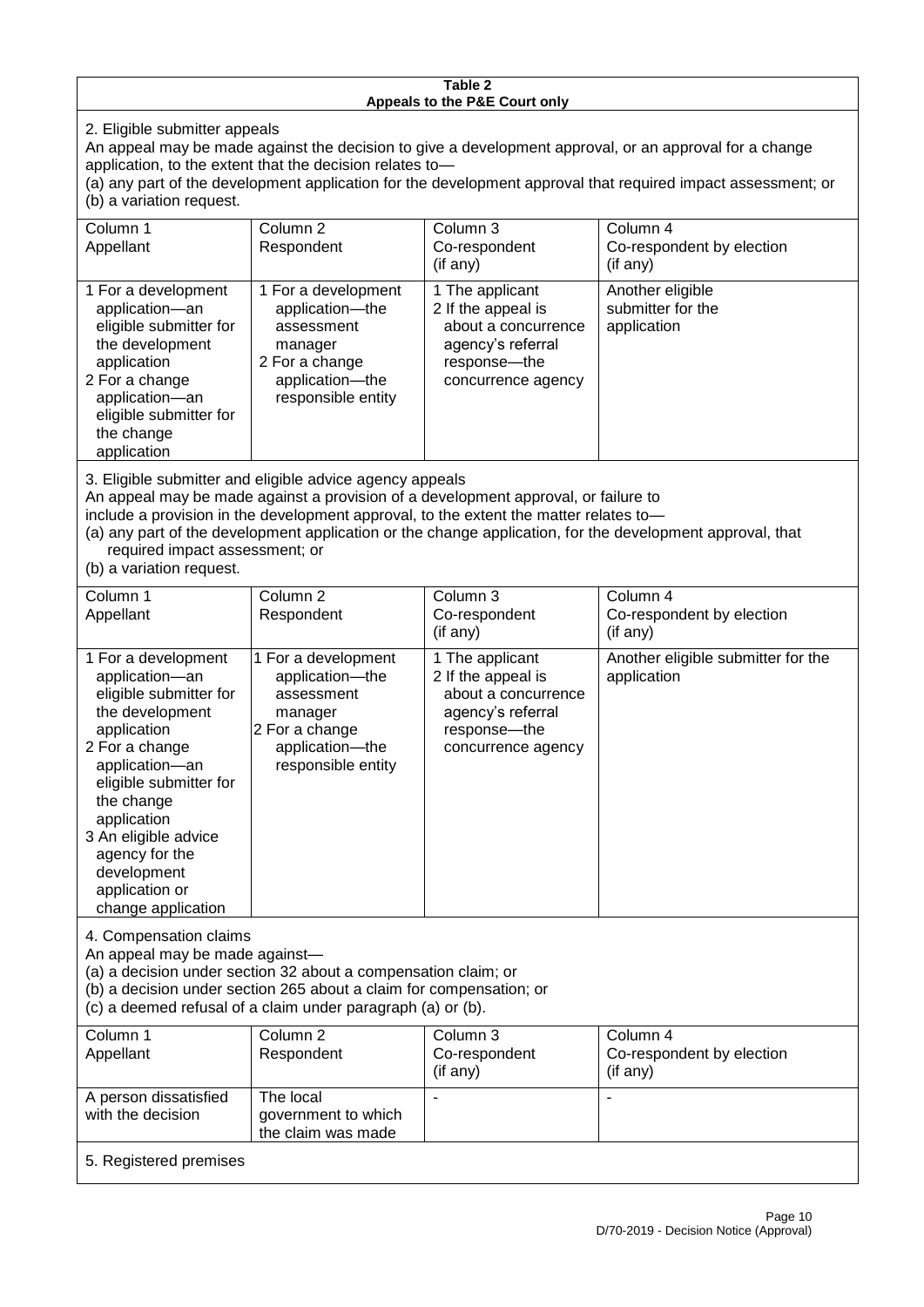**Table 2**
**Appeals to the P&E Court only**

2. Eligible submitter appeals

An appeal may be made against the decision to give a development approval, or an approval for a change application, to the extent that the decision relates to—

(a) any part of the development application for the development approval that required impact assessment; or

(b) a variation request.

| Column 1<br>Appellant | Column 2<br>Respondent | Column 3<br>Co-respondent<br>(if any) | Column 4<br>Co-respondent by election<br>(if any) |
|---|---|---|---|
| 1 For a development application—an eligible submitter for the development application<br>2 For a change application—an eligible submitter for the change application | 1 For a development application—the assessment manager<br>2 For a change application—the responsible entity | 1 The applicant<br>2 If the appeal is about a concurrence agency's referral response—the concurrence agency | Another eligible submitter for the application |

3. Eligible submitter and eligible advice agency appeals

An appeal may be made against a provision of a development approval, or failure to include a provision in the development approval, to the extent the matter relates to—

(a) any part of the development application or the change application, for the development approval, that required impact assessment; or

(b) a variation request.

| Column 1<br>Appellant | Column 2<br>Respondent | Column 3<br>Co-respondent<br>(if any) | Column 4<br>Co-respondent by election<br>(if any) |
|---|---|---|---|
| 1 For a development application—an eligible submitter for the development application<br>2 For a change application—an eligible submitter for the change application<br>3 An eligible advice agency for the development application or change application | 1 For a development application—the assessment manager<br>2 For a change application—the responsible entity | 1 The applicant<br>2 If the appeal is about a concurrence agency's referral response—the concurrence agency | Another eligible submitter for the application |

4. Compensation claims

An appeal may be made against—

(a) a decision under section 32 about a compensation claim; or

(b) a decision under section 265 about a claim for compensation; or

(c) a deemed refusal of a claim under paragraph (a) or (b).

| Column 1<br>Appellant | Column 2<br>Respondent | Column 3<br>Co-respondent<br>(if any) | Column 4<br>Co-respondent by election<br>(if any) |
|---|---|---|---|
| A person dissatisfied with the decision | The local government to which the claim was made | - | - |

5. Registered premises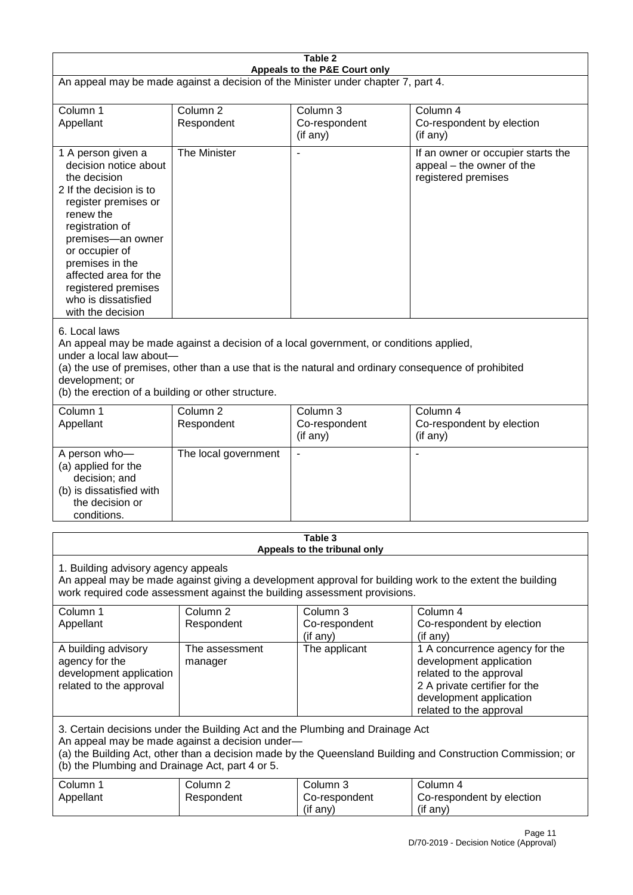**Table 2**
**Appeals to the P&E Court only**

An appeal may be made against a decision of the Minister under chapter 7, part 4.

| Column 1<br>Appellant | Column 2<br>Respondent | Column 3<br>Co-respondent<br>(if any) | Column 4<br>Co-respondent by election<br>(if any) |
|---|---|---|---|
| 1 A person given a decision notice about the decision<br>2 If the decision is to register premises or renew the registration of premises—an owner or occupier of premises in the affected area for the registered premises who is dissatisfied with the decision | The Minister | - | If an owner or occupier starts the appeal – the owner of the registered premises |

6. Local laws

An appeal may be made against a decision of a local government, or conditions applied, under a local law about—

(a) the use of premises, other than a use that is the natural and ordinary consequence of prohibited development; or

(b) the erection of a building or other structure.

| Column 1<br>Appellant | Column 2<br>Respondent | Column 3<br>Co-respondent<br>(if any) | Column 4<br>Co-respondent by election<br>(if any) |
|---|---|---|---|
| A person who—<br>(a) applied for the decision; and<br>(b) is dissatisfied with the decision or conditions. | The local government | - | - |

**Table 3**
**Appeals to the tribunal only**

1. Building advisory agency appeals

An appeal may be made against giving a development approval for building work to the extent the building work required code assessment against the building assessment provisions.

| Column 1<br>Appellant | Column 2<br>Respondent | Column 3<br>Co-respondent<br>(if any) | Column 4<br>Co-respondent by election<br>(if any) |
|---|---|---|---|
| A building advisory agency for the development application related to the approval | The assessment manager | The applicant | 1 A concurrence agency for the development application related to the approval<br>2 A private certifier for the development application related to the approval |

3. Certain decisions under the Building Act and the Plumbing and Drainage Act

An appeal may be made against a decision under—

(a) the Building Act, other than a decision made by the Queensland Building and Construction Commission; or

(b) the Plumbing and Drainage Act, part 4 or 5.

| Column 1<br>Appellant | Column 2<br>Respondent | Column 3<br>Co-respondent<br>(if any) | Column 4<br>Co-respondent by election<br>(if any) |
|---|---|---|---|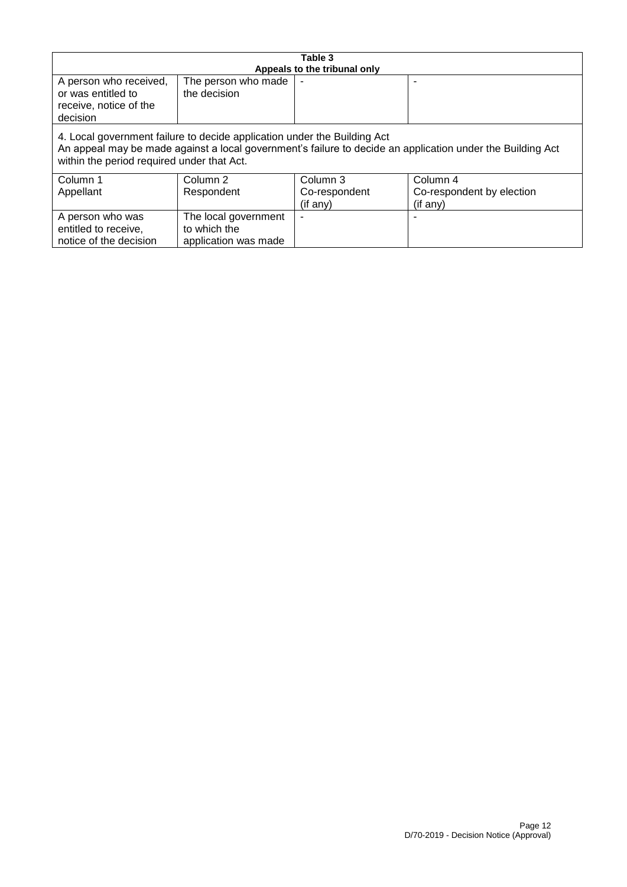| Table 3<br>Appeals to the tribunal only | | | |
|---|---|---|---|
| A person who received, or was entitled to receive, notice of the decision | The person who made the decision | - | - |
| 4. Local government failure to decide application under the Building Act<br>An appeal may be made against a local government's failure to decide an application under the Building Act within the period required under that Act. | | | |
| Column 1<br>Appellant | Column 2<br>Respondent | Column 3<br>Co-respondent (if any) | Column 4<br>Co-respondent by election (if any) |
| A person who was entitled to receive, notice of the decision | The local government to which the application was made | - | - |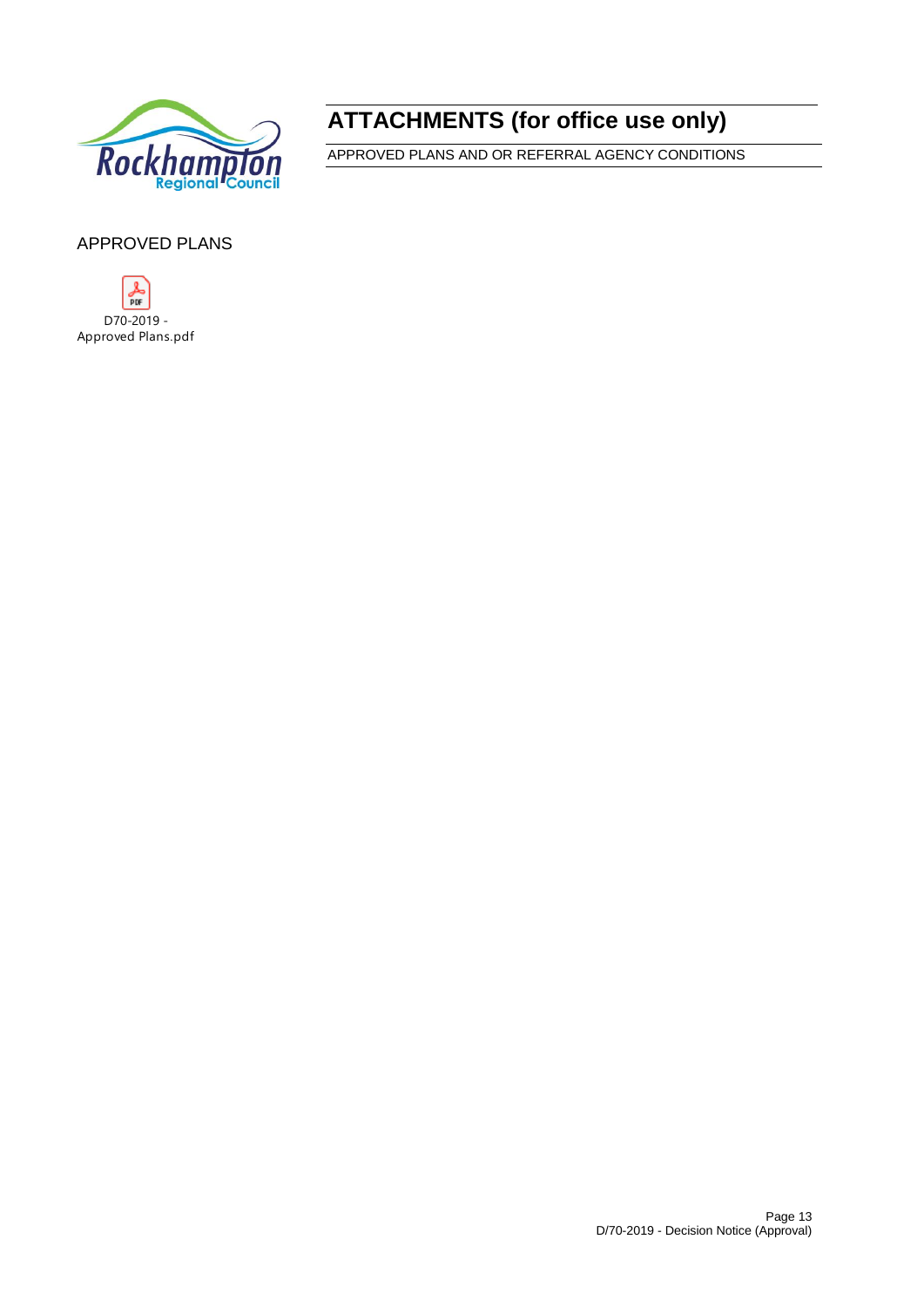# ATTACHMENTS (for office use only)

APPROVED PLANS AND OR REFERRAL AGENCY CONDITIONS

APPROVED PLANS

D70-2019 - Approved Plans.pdf